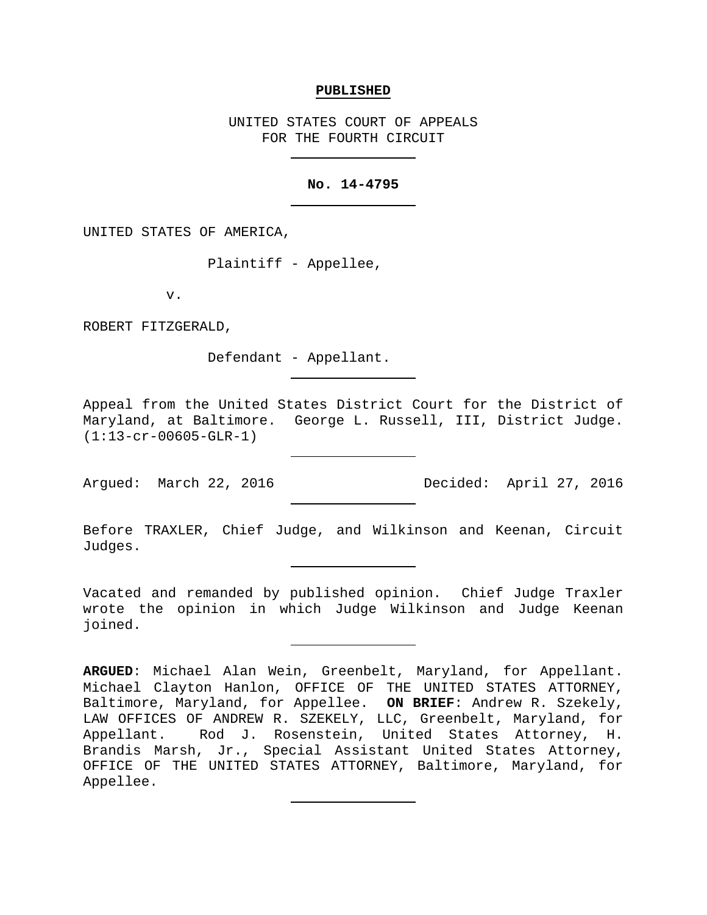**PUBLISHED**

UNITED STATES COURT OF APPEALS
FOR THE FOURTH CIRCUIT

---

**No. 14-4795**

---

UNITED STATES OF AMERICA,

Plaintiff - Appellee,

v.

ROBERT FITZGERALD,

Defendant - Appellant.

---

Appeal from the United States District Court for the District of Maryland, at Baltimore. George L. Russell, III, District Judge. (1:13-cr-00605-GLR-1)

---

Argued: March 22, 2016 Decided: April 27, 2016

---

Before TRAXLER, Chief Judge, and Wilkinson and Keenan, Circuit Judges.

---

Vacated and remanded by published opinion. Chief Judge Traxler wrote the opinion in which Judge Wilkinson and Judge Keenan joined.

---

**ARGUED**: Michael Alan Wein, Greenbelt, Maryland, for Appellant. Michael Clayton Hanlon, OFFICE OF THE UNITED STATES ATTORNEY, Baltimore, Maryland, for Appellee. **ON BRIEF**: Andrew R. Szekely, LAW OFFICES OF ANDREW R. SZEKELY, LLC, Greenbelt, Maryland, for Appellant. Rod J. Rosenstein, United States Attorney, H. Brandis Marsh, Jr., Special Assistant United States Attorney, OFFICE OF THE UNITED STATES ATTORNEY, Baltimore, Maryland, for Appellee.

---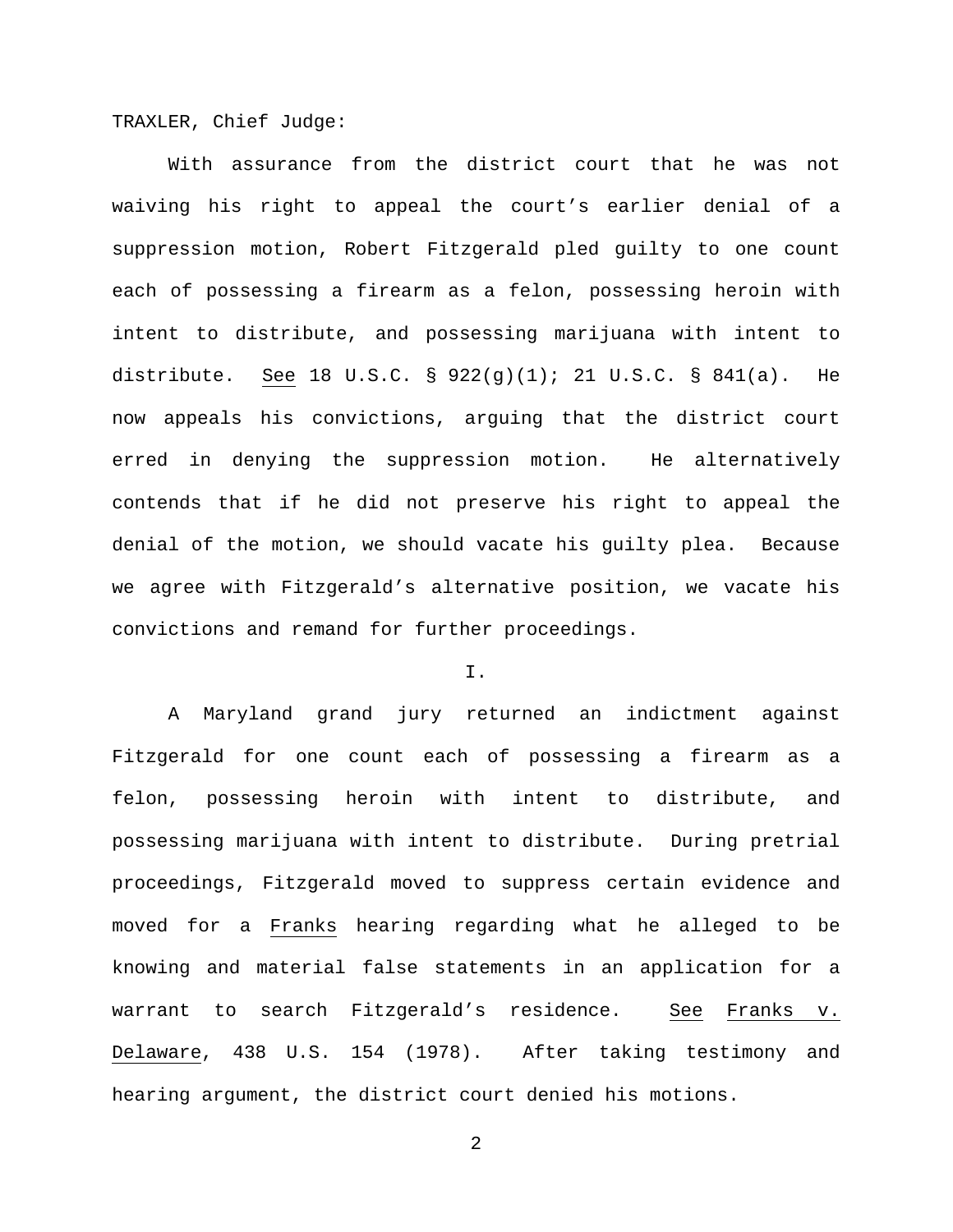TRAXLER, Chief Judge:

With assurance from the district court that he was not waiving his right to appeal the court's earlier denial of a suppression motion, Robert Fitzgerald pled guilty to one count each of possessing a firearm as a felon, possessing heroin with intent to distribute, and possessing marijuana with intent to distribute. See 18 U.S.C. § 922(g)(1); 21 U.S.C. § 841(a). He now appeals his convictions, arguing that the district court erred in denying the suppression motion. He alternatively contends that if he did not preserve his right to appeal the denial of the motion, we should vacate his guilty plea. Because we agree with Fitzgerald's alternative position, we vacate his convictions and remand for further proceedings.

## I.

A Maryland grand jury returned an indictment against Fitzgerald for one count each of possessing a firearm as a felon, possessing heroin with intent to distribute, and possessing marijuana with intent to distribute. During pretrial proceedings, Fitzgerald moved to suppress certain evidence and moved for a Franks hearing regarding what he alleged to be knowing and material false statements in an application for a warrant to search Fitzgerald's residence. See Franks v. Delaware, 438 U.S. 154 (1978). After taking testimony and hearing argument, the district court denied his motions.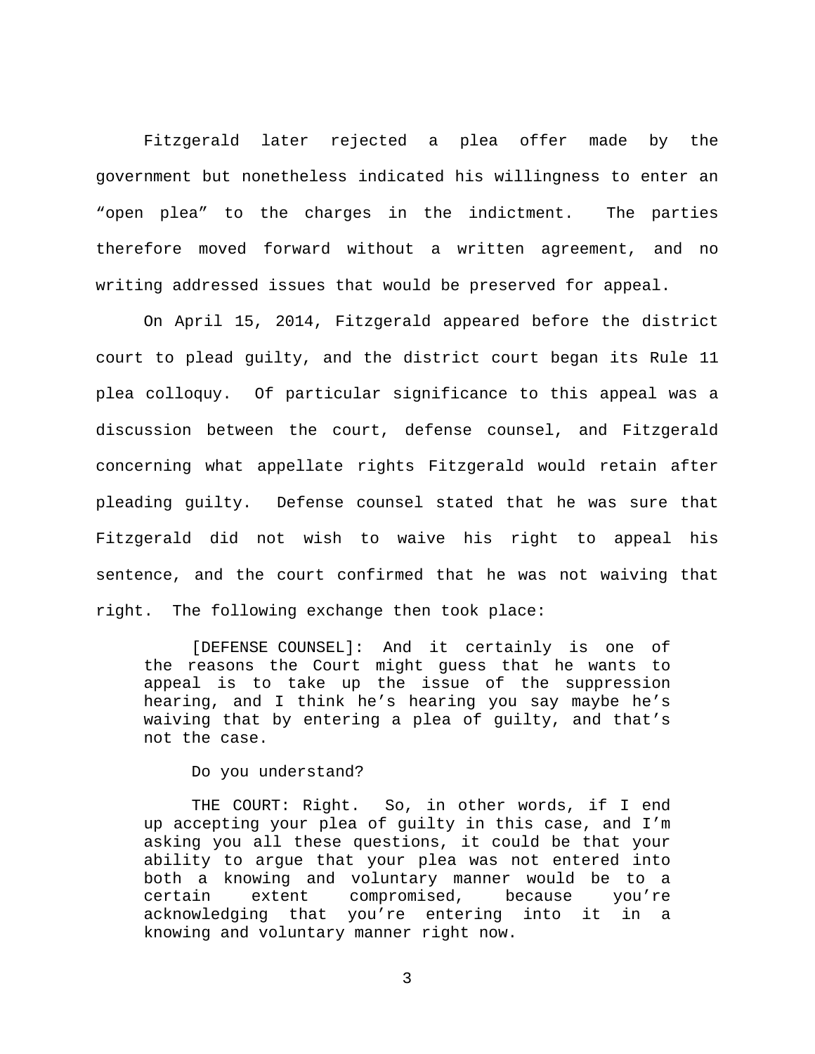Fitzgerald later rejected a plea offer made by the government but nonetheless indicated his willingness to enter an “open plea” to the charges in the indictment. The parties therefore moved forward without a written agreement, and no writing addressed issues that would be preserved for appeal.

On April 15, 2014, Fitzgerald appeared before the district court to plead guilty, and the district court began its Rule 11 plea colloquy. Of particular significance to this appeal was a discussion between the court, defense counsel, and Fitzgerald concerning what appellate rights Fitzgerald would retain after pleading guilty. Defense counsel stated that he was sure that Fitzgerald did not wish to waive his right to appeal his sentence, and the court confirmed that he was not waiving that right. The following exchange then took place:

> [DEFENSE COUNSEL]: And it certainly is one of the reasons the Court might guess that he wants to appeal is to take up the issue of the suppression hearing, and I think he’s hearing you say maybe he’s waiving that by entering a plea of guilty, and that’s not the case.
>
> Do you understand?
>
> THE COURT: Right. So, in other words, if I end up accepting your plea of guilty in this case, and I’m asking you all these questions, it could be that your ability to argue that your plea was not entered into both a knowing and voluntary manner would be to a certain extent compromised, because you’re acknowledging that you’re entering into it in a knowing and voluntary manner right now.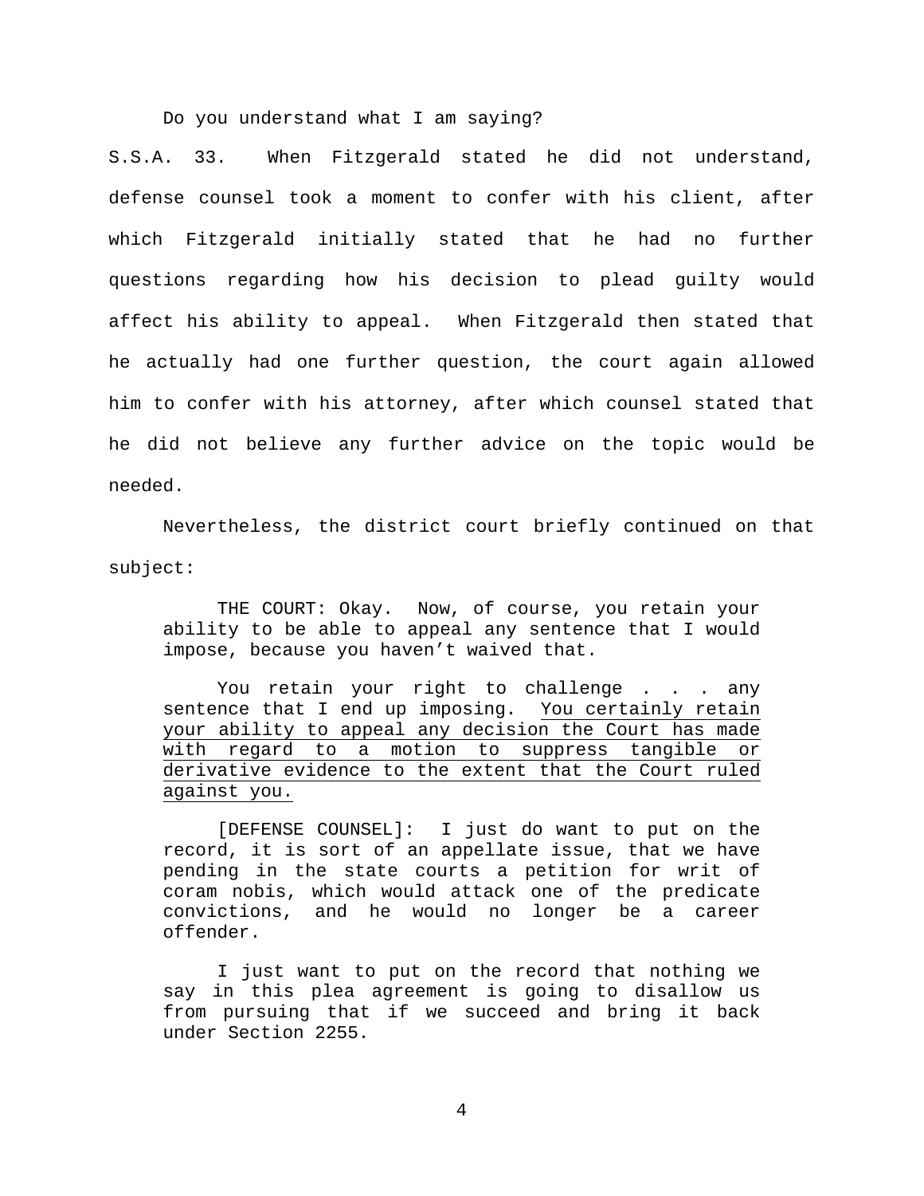Do you understand what I am saying?

S.S.A. 33. When Fitzgerald stated he did not understand, defense counsel took a moment to confer with his client, after which Fitzgerald initially stated that he had no further questions regarding how his decision to plead guilty would affect his ability to appeal. When Fitzgerald then stated that he actually had one further question, the court again allowed him to confer with his attorney, after which counsel stated that he did not believe any further advice on the topic would be needed.

Nevertheless, the district court briefly continued on that subject:

> THE COURT: Okay. Now, of course, you retain your ability to be able to appeal any sentence that I would impose, because you haven't waived that.
>
> You retain your right to challenge . . . any sentence that I end up imposing. <u>You certainly retain your ability to appeal any decision the Court has made with regard to a motion to suppress tangible or derivative evidence to the extent that the Court ruled against you.</u>
>
> [DEFENSE COUNSEL]: I just do want to put on the record, it is sort of an appellate issue, that we have pending in the state courts a petition for writ of coram nobis, which would attack one of the predicate convictions, and he would no longer be a career offender.
>
> I just want to put on the record that nothing we say in this plea agreement is going to disallow us from pursuing that if we succeed and bring it back under Section 2255.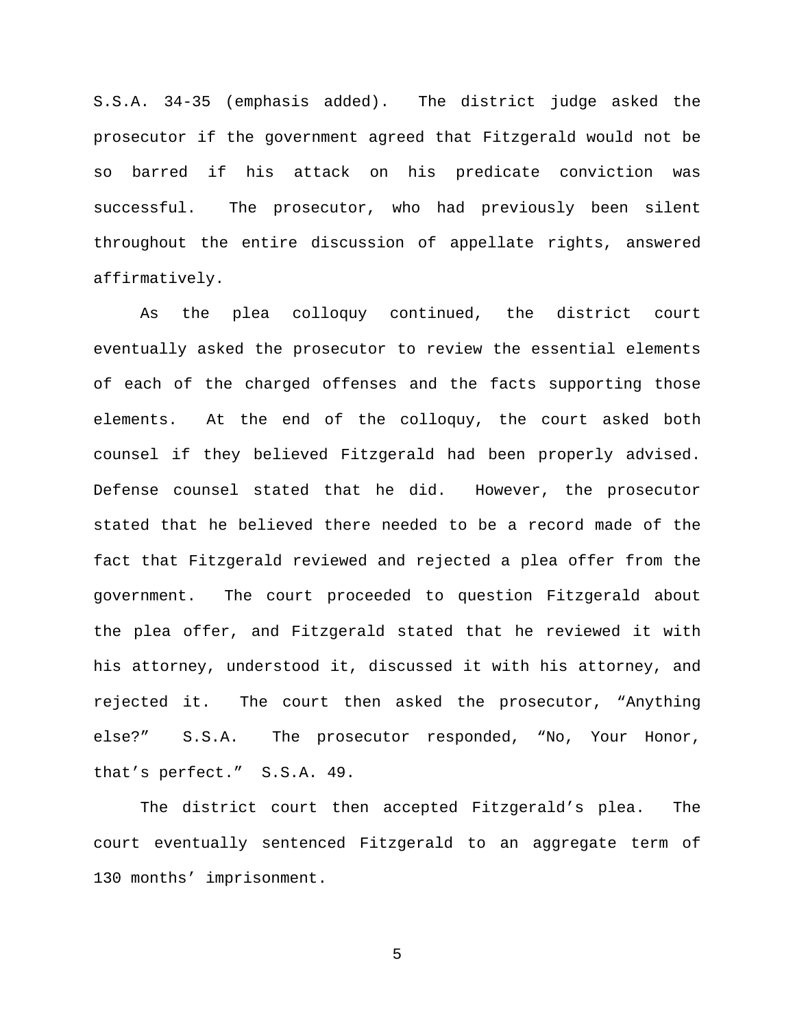S.S.A. 34-35 (emphasis added). The district judge asked the prosecutor if the government agreed that Fitzgerald would not be so barred if his attack on his predicate conviction was successful. The prosecutor, who had previously been silent throughout the entire discussion of appellate rights, answered affirmatively.

As the plea colloquy continued, the district court eventually asked the prosecutor to review the essential elements of each of the charged offenses and the facts supporting those elements. At the end of the colloquy, the court asked both counsel if they believed Fitzgerald had been properly advised. Defense counsel stated that he did. However, the prosecutor stated that he believed there needed to be a record made of the fact that Fitzgerald reviewed and rejected a plea offer from the government. The court proceeded to question Fitzgerald about the plea offer, and Fitzgerald stated that he reviewed it with his attorney, understood it, discussed it with his attorney, and rejected it. The court then asked the prosecutor, "Anything else?" S.S.A. The prosecutor responded, "No, Your Honor, that's perfect." S.S.A. 49.

The district court then accepted Fitzgerald's plea. The court eventually sentenced Fitzgerald to an aggregate term of 130 months' imprisonment.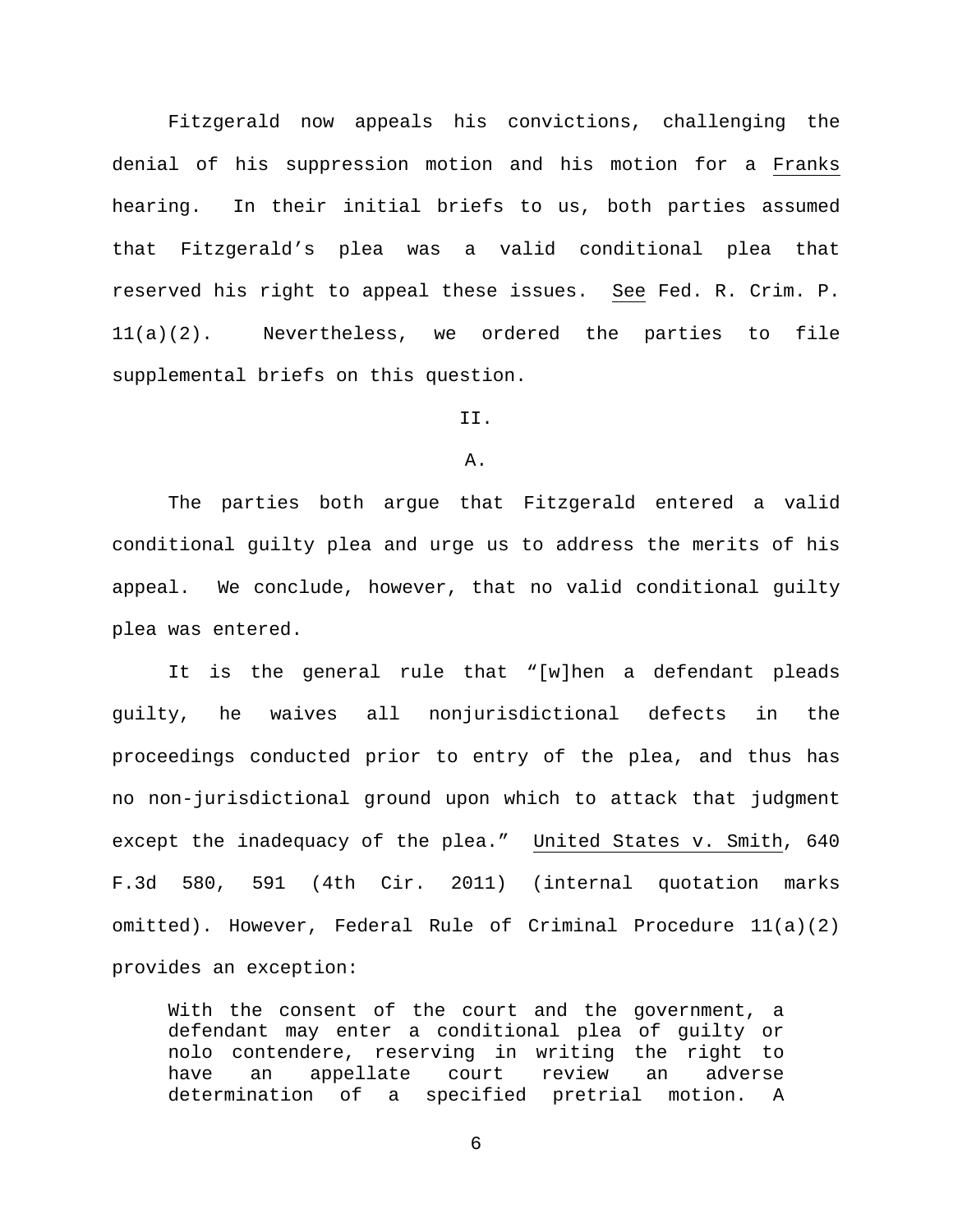Fitzgerald now appeals his convictions, challenging the denial of his suppression motion and his motion for a Franks hearing. In their initial briefs to us, both parties assumed that Fitzgerald's plea was a valid conditional plea that reserved his right to appeal these issues. See Fed. R. Crim. P. 11(a)(2). Nevertheless, we ordered the parties to file supplemental briefs on this question.

## II.

### A.

The parties both argue that Fitzgerald entered a valid conditional guilty plea and urge us to address the merits of his appeal. We conclude, however, that no valid conditional guilty plea was entered.

It is the general rule that "[w]hen a defendant pleads guilty, he waives all nonjurisdictional defects in the proceedings conducted prior to entry of the plea, and thus has no non-jurisdictional ground upon which to attack that judgment except the inadequacy of the plea." United States v. Smith, 640 F.3d 580, 591 (4th Cir. 2011) (internal quotation marks omitted). However, Federal Rule of Criminal Procedure 11(a)(2) provides an exception:

> With the consent of the court and the government, a defendant may enter a conditional plea of guilty or nolo contendere, reserving in writing the right to have an appellate court review an adverse determination of a specified pretrial motion. A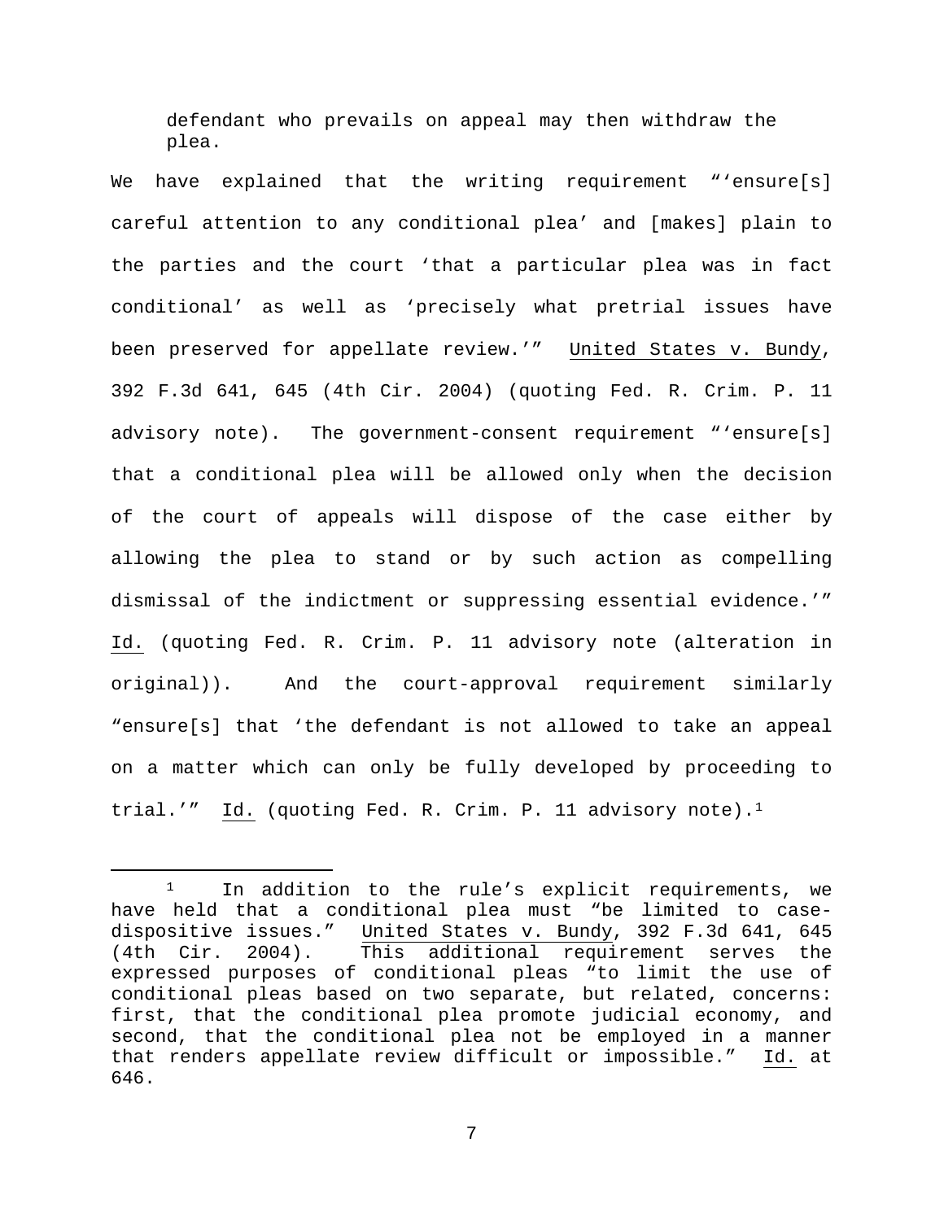> defendant who prevails on appeal may then withdraw the plea.

We have explained that the writing requirement "'ensure[s] careful attention to any conditional plea' and [makes] plain to the parties and the court 'that a particular plea was in fact conditional' as well as 'precisely what pretrial issues have been preserved for appellate review.'" United States v. Bundy, 392 F.3d 641, 645 (4th Cir. 2004) (quoting Fed. R. Crim. P. 11 advisory note). The government-consent requirement "'ensure[s] that a conditional plea will be allowed only when the decision of the court of appeals will dispose of the case either by allowing the plea to stand or by such action as compelling dismissal of the indictment or suppressing essential evidence.'" Id. (quoting Fed. R. Crim. P. 11 advisory note (alteration in original)). And the court-approval requirement similarly "ensure[s] that 'the defendant is not allowed to take an appeal on a matter which can only be fully developed by proceeding to trial.'" Id. (quoting Fed. R. Crim. P. 11 advisory note).[1]

---

[1] In addition to the rule's explicit requirements, we have held that a conditional plea must "be limited to case-dispositive issues." United States v. Bundy, 392 F.3d 641, 645 (4th Cir. 2004). This additional requirement serves the expressed purposes of conditional pleas "to limit the use of conditional pleas based on two separate, but related, concerns: first, that the conditional plea promote judicial economy, and second, that the conditional plea not be employed in a manner that renders appellate review difficult or impossible." Id. at 646.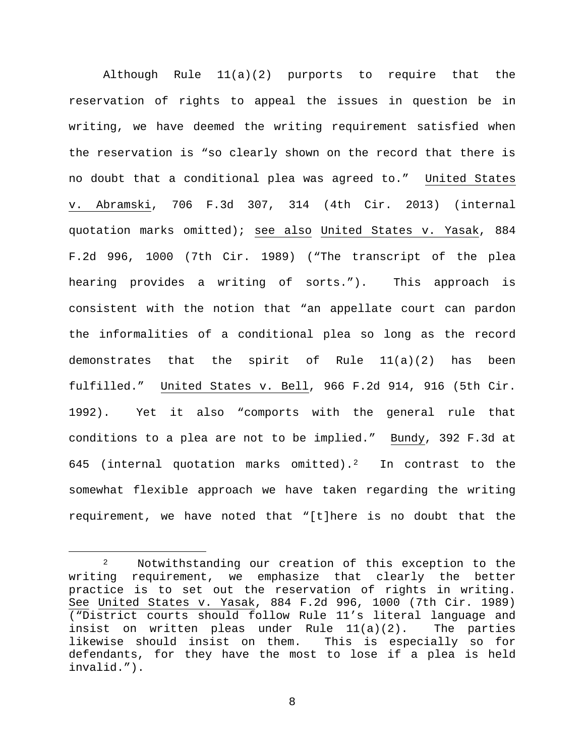Although Rule 11(a)(2) purports to require that the reservation of rights to appeal the issues in question be in writing, we have deemed the writing requirement satisfied when the reservation is "so clearly shown on the record that there is no doubt that a conditional plea was agreed to." United States v. Abramski, 706 F.3d 307, 314 (4th Cir. 2013) (internal quotation marks omitted); see also United States v. Yasak, 884 F.2d 996, 1000 (7th Cir. 1989) ("The transcript of the plea hearing provides a writing of sorts."). This approach is consistent with the notion that "an appellate court can pardon the informalities of a conditional plea so long as the record demonstrates that the spirit of Rule 11(a)(2) has been fulfilled." United States v. Bell, 966 F.2d 914, 916 (5th Cir. 1992). Yet it also "comports with the general rule that conditions to a plea are not to be implied." Bundy, 392 F.3d at 645 (internal quotation marks omitted).[2] In contrast to the somewhat flexible approach we have taken regarding the writing requirement, we have noted that "[t]here is no doubt that the

[2] Notwithstanding our creation of this exception to the writing requirement, we emphasize that clearly the better practice is to set out the reservation of rights in writing. See United States v. Yasak, 884 F.2d 996, 1000 (7th Cir. 1989) ("District courts should follow Rule 11's literal language and insist on written pleas under Rule 11(a)(2). The parties likewise should insist on them. This is especially so for defendants, for they have the most to lose if a plea is held invalid.").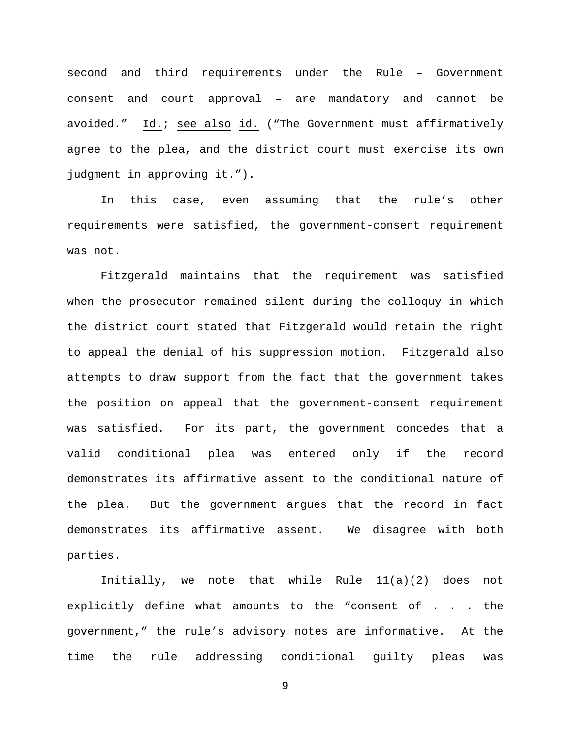second and third requirements under the Rule – Government consent and court approval – are mandatory and cannot be avoided." Id.; see also id. ("The Government must affirmatively agree to the plea, and the district court must exercise its own judgment in approving it.").

In this case, even assuming that the rule's other requirements were satisfied, the government-consent requirement was not.

Fitzgerald maintains that the requirement was satisfied when the prosecutor remained silent during the colloquy in which the district court stated that Fitzgerald would retain the right to appeal the denial of his suppression motion. Fitzgerald also attempts to draw support from the fact that the government takes the position on appeal that the government-consent requirement was satisfied. For its part, the government concedes that a valid conditional plea was entered only if the record demonstrates its affirmative assent to the conditional nature of the plea. But the government argues that the record in fact demonstrates its affirmative assent. We disagree with both parties.

Initially, we note that while Rule 11(a)(2) does not explicitly define what amounts to the "consent of . . . the government," the rule's advisory notes are informative. At the time the rule addressing conditional guilty pleas was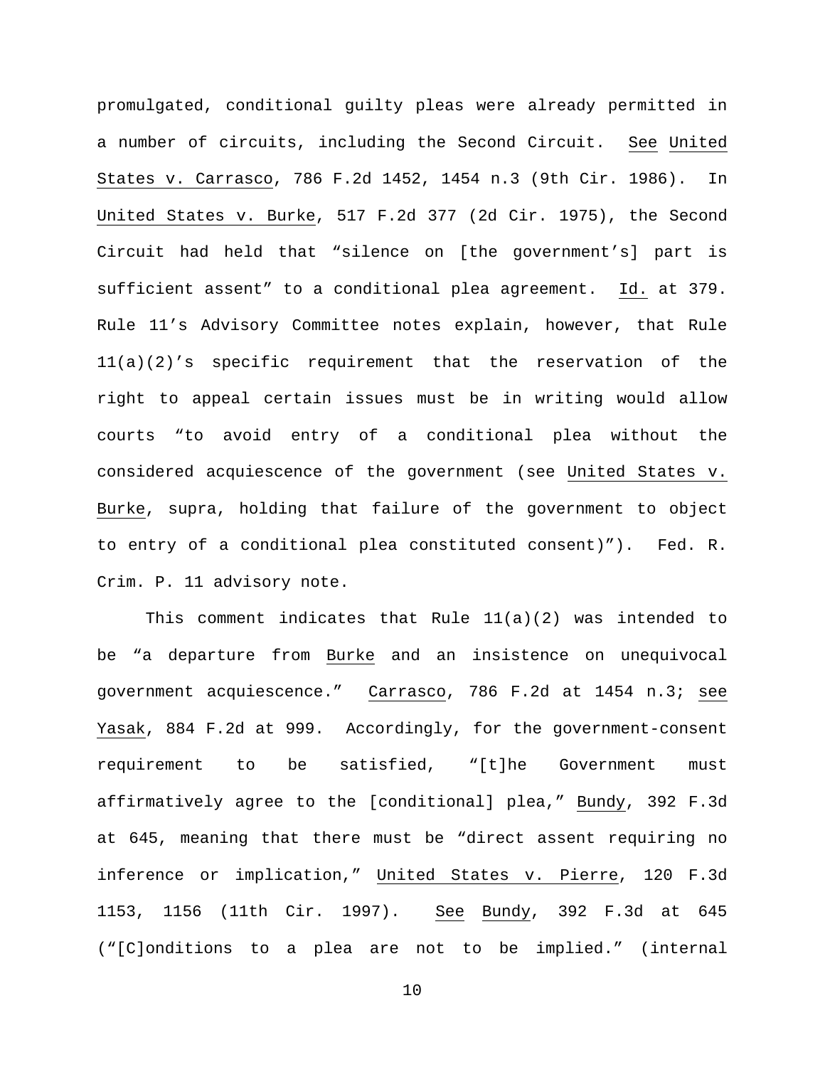promulgated, conditional guilty pleas were already permitted in a number of circuits, including the Second Circuit. See United States v. Carrasco, 786 F.2d 1452, 1454 n.3 (9th Cir. 1986). In United States v. Burke, 517 F.2d 377 (2d Cir. 1975), the Second Circuit had held that "silence on [the government's] part is sufficient assent" to a conditional plea agreement. Id. at 379. Rule 11's Advisory Committee notes explain, however, that Rule 11(a)(2)'s specific requirement that the reservation of the right to appeal certain issues must be in writing would allow courts "to avoid entry of a conditional plea without the considered acquiescence of the government (see United States v. Burke, supra, holding that failure of the government to object to entry of a conditional plea constituted consent)". Fed. R. Crim. P. 11 advisory note.

This comment indicates that Rule 11(a)(2) was intended to be "a departure from Burke and an insistence on unequivocal government acquiescence." Carrasco, 786 F.2d at 1454 n.3; see Yasak, 884 F.2d at 999. Accordingly, for the government-consent requirement to be satisfied, "[t]he Government must affirmatively agree to the [conditional] plea," Bundy, 392 F.3d at 645, meaning that there must be "direct assent requiring no inference or implication," United States v. Pierre, 120 F.3d 1153, 1156 (11th Cir. 1997). See Bundy, 392 F.3d at 645 ("[C]onditions to a plea are not to be implied." (internal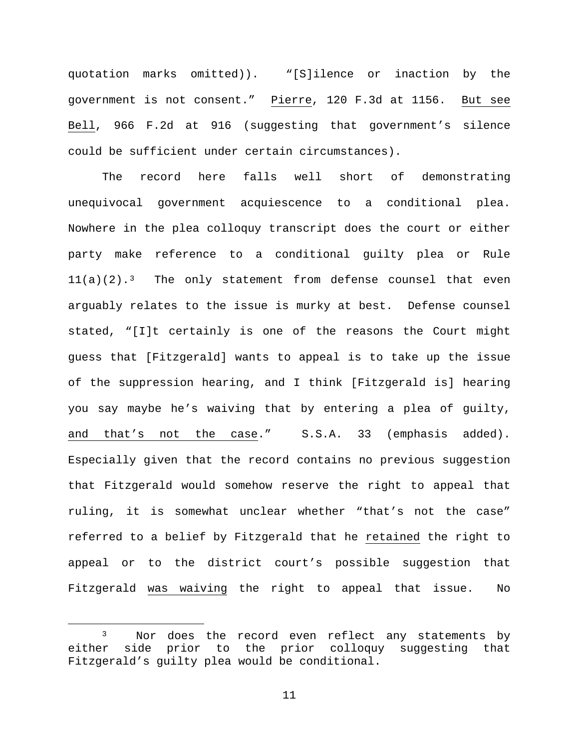quotation marks omitted)). "[S]ilence or inaction by the government is not consent." Pierre, 120 F.3d at 1156. But see Bell, 966 F.2d at 916 (suggesting that government's silence could be sufficient under certain circumstances).

The record here falls well short of demonstrating unequivocal government acquiescence to a conditional plea. Nowhere in the plea colloquy transcript does the court or either party make reference to a conditional guilty plea or Rule 11(a)(2).[3] The only statement from defense counsel that even arguably relates to the issue is murky at best. Defense counsel stated, "[I]t certainly is one of the reasons the Court might guess that [Fitzgerald] wants to appeal is to take up the issue of the suppression hearing, and I think [Fitzgerald is] hearing you say maybe he's waiving that by entering a plea of guilty, and that's not the case." S.S.A. 33 (emphasis added). Especially given that the record contains no previous suggestion that Fitzgerald would somehow reserve the right to appeal that ruling, it is somewhat unclear whether "that's not the case" referred to a belief by Fitzgerald that he retained the right to appeal or to the district court's possible suggestion that Fitzgerald was waiving the right to appeal that issue. No

[3] Nor does the record even reflect any statements by either side prior to the prior colloquy suggesting that Fitzgerald's guilty plea would be conditional.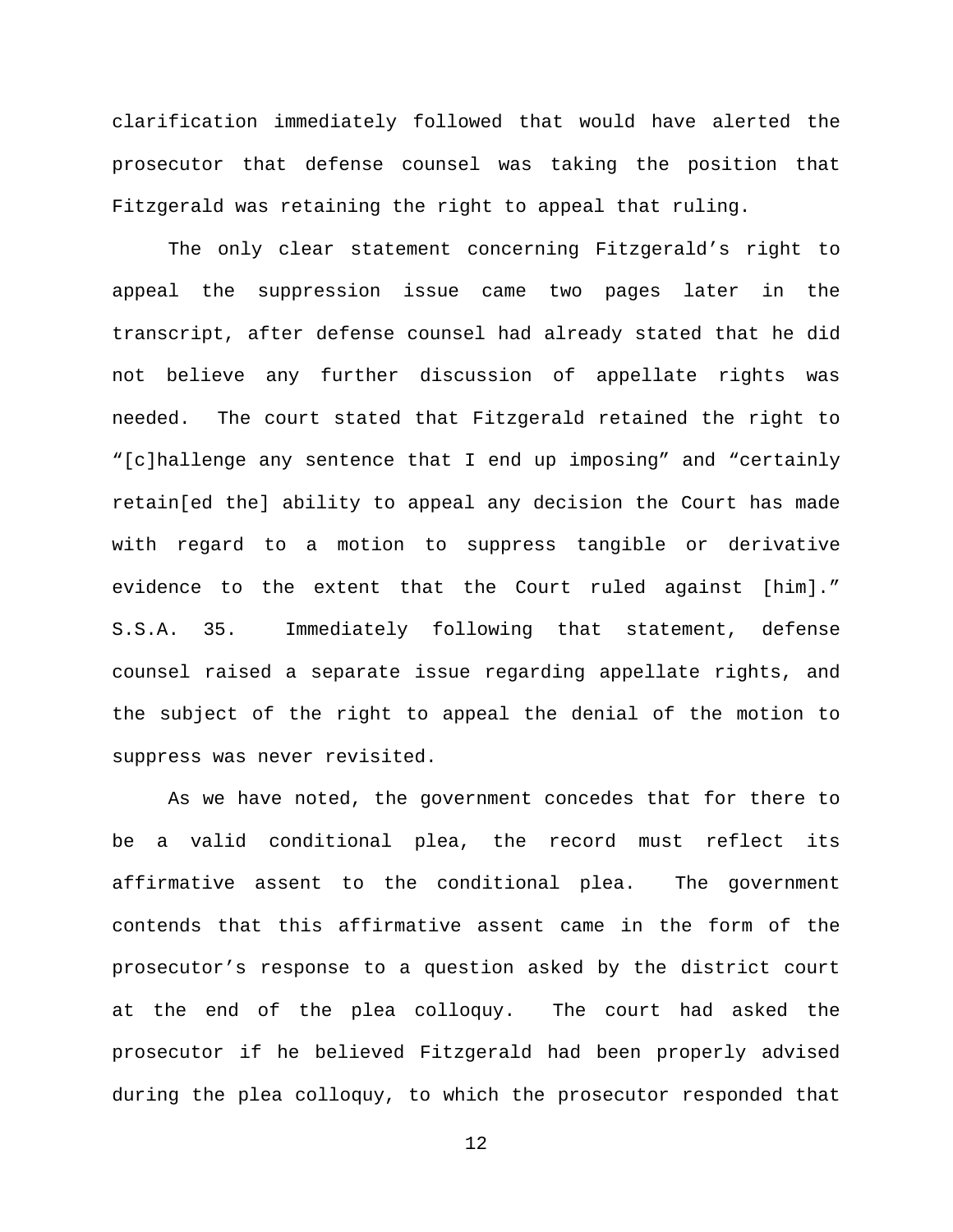clarification immediately followed that would have alerted the prosecutor that defense counsel was taking the position that Fitzgerald was retaining the right to appeal that ruling.

The only clear statement concerning Fitzgerald's right to appeal the suppression issue came two pages later in the transcript, after defense counsel had already stated that he did not believe any further discussion of appellate rights was needed. The court stated that Fitzgerald retained the right to "[c]hallenge any sentence that I end up imposing" and "certainly retain[ed the] ability to appeal any decision the Court has made with regard to a motion to suppress tangible or derivative evidence to the extent that the Court ruled against [him]." S.S.A. 35. Immediately following that statement, defense counsel raised a separate issue regarding appellate rights, and the subject of the right to appeal the denial of the motion to suppress was never revisited.

As we have noted, the government concedes that for there to be a valid conditional plea, the record must reflect its affirmative assent to the conditional plea. The government contends that this affirmative assent came in the form of the prosecutor's response to a question asked by the district court at the end of the plea colloquy. The court had asked the prosecutor if he believed Fitzgerald had been properly advised during the plea colloquy, to which the prosecutor responded that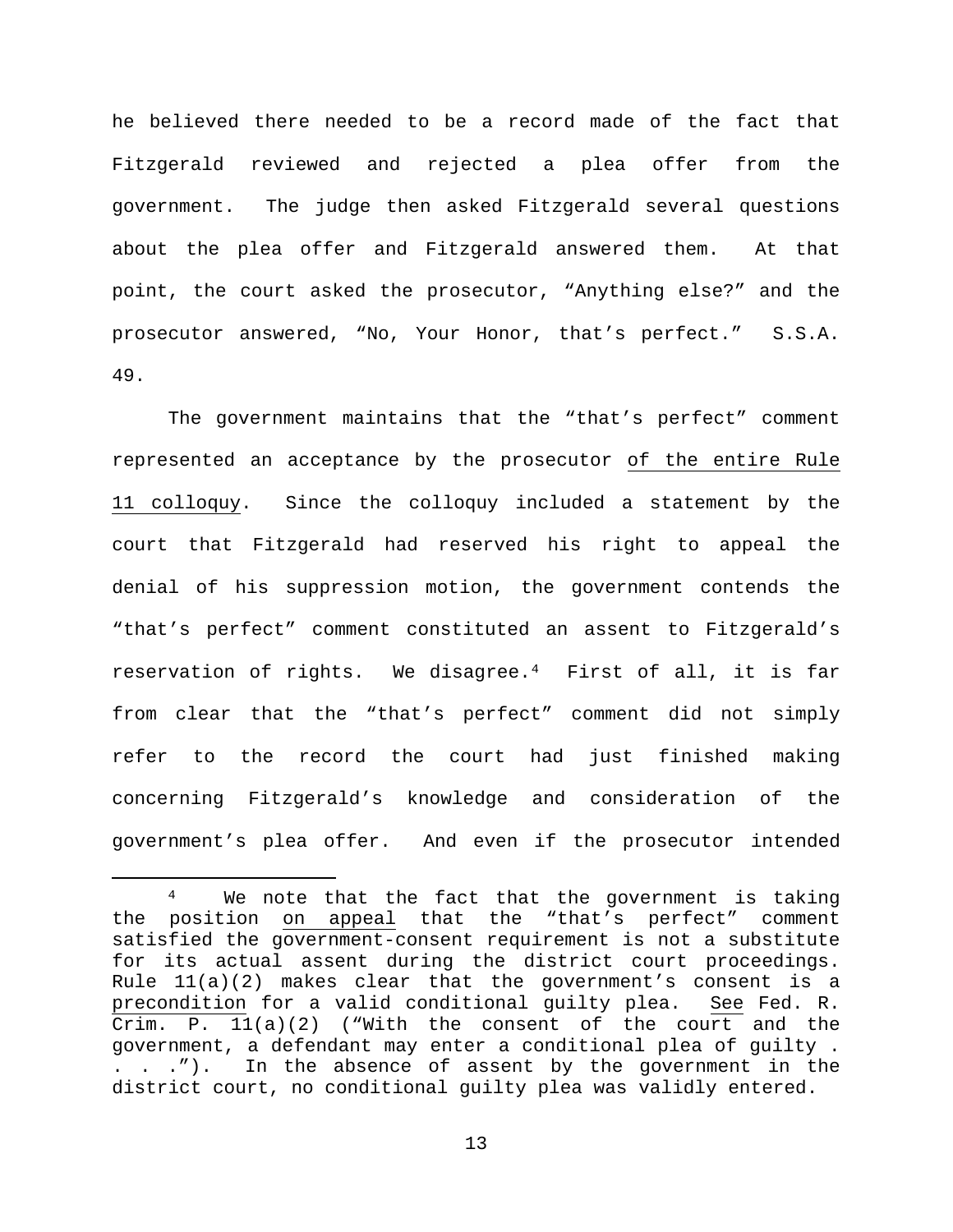he believed there needed to be a record made of the fact that Fitzgerald reviewed and rejected a plea offer from the government. The judge then asked Fitzgerald several questions about the plea offer and Fitzgerald answered them. At that point, the court asked the prosecutor, "Anything else?" and the prosecutor answered, "No, Your Honor, that's perfect." S.S.A. 49.

The government maintains that the "that's perfect" comment represented an acceptance by the prosecutor <u>of the entire Rule 11 colloquy</u>. Since the colloquy included a statement by the court that Fitzgerald had reserved his right to appeal the denial of his suppression motion, the government contends the "that's perfect" comment constituted an assent to Fitzgerald's reservation of rights. We disagree.[4] First of all, it is far from clear that the "that's perfect" comment did not simply refer to the record the court had just finished making concerning Fitzgerald's knowledge and consideration of the government's plea offer. And even if the prosecutor intended

---

[4] We note that the fact that the government is taking the position <u>on appeal</u> that the "that's perfect" comment satisfied the government-consent requirement is not a substitute for its actual assent during the district court proceedings. Rule 11(a)(2) makes clear that the government's consent is a <u>precondition</u> for a valid conditional guilty plea. <u>See</u> Fed. R. Crim. P. 11(a)(2) ("With the consent of the court and the government, a defendant may enter a conditional plea of guilty . . . ."). In the absence of assent by the government in the district court, no conditional guilty plea was validly entered.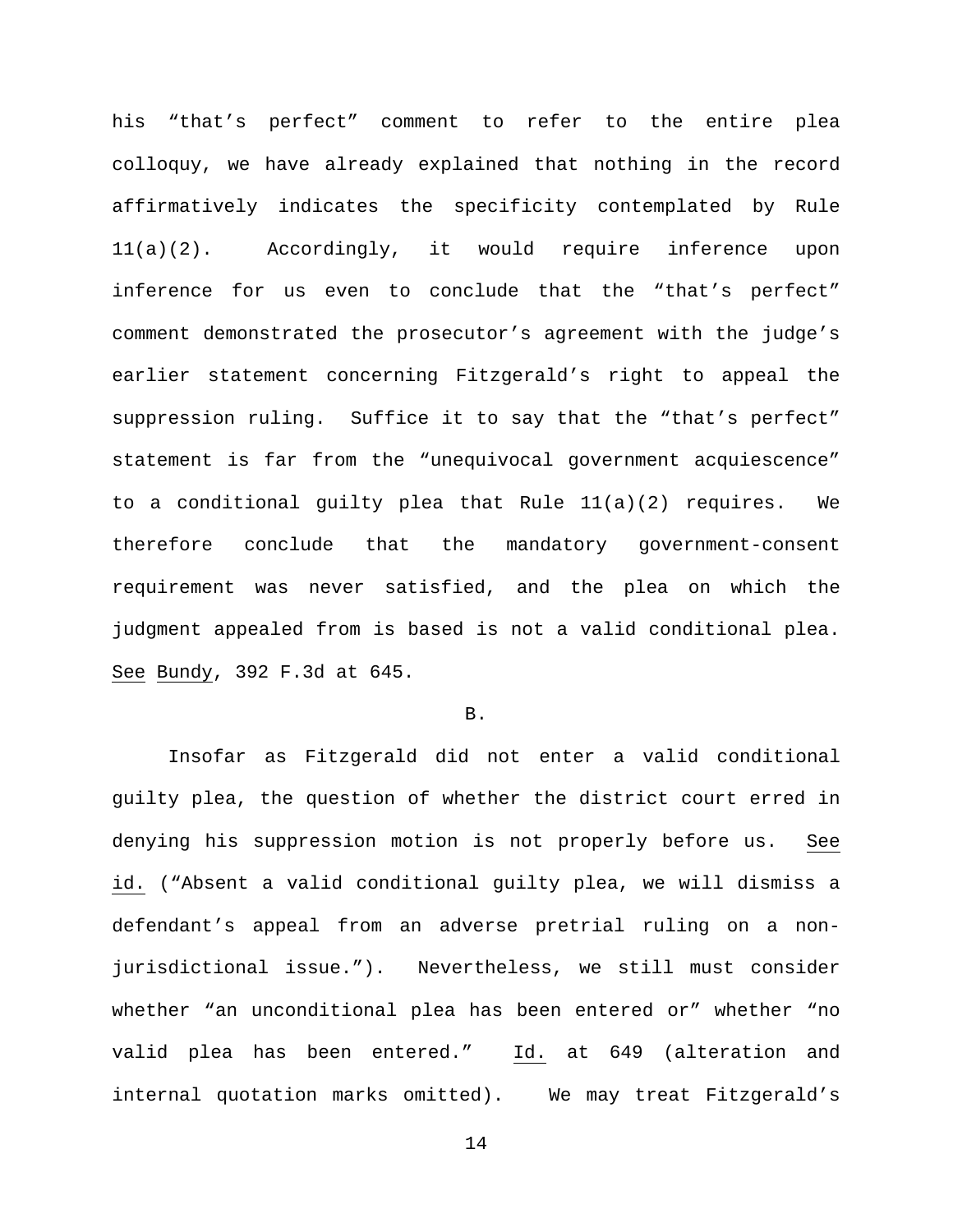his "that's perfect" comment to refer to the entire plea colloquy, we have already explained that nothing in the record affirmatively indicates the specificity contemplated by Rule 11(a)(2). Accordingly, it would require inference upon inference for us even to conclude that the "that's perfect" comment demonstrated the prosecutor's agreement with the judge's earlier statement concerning Fitzgerald's right to appeal the suppression ruling. Suffice it to say that the "that's perfect" statement is far from the "unequivocal government acquiescence" to a conditional guilty plea that Rule 11(a)(2) requires. We therefore conclude that the mandatory government-consent requirement was never satisfied, and the plea on which the judgment appealed from is based is not a valid conditional plea. See Bundy, 392 F.3d at 645.

B.

Insofar as Fitzgerald did not enter a valid conditional guilty plea, the question of whether the district court erred in denying his suppression motion is not properly before us. See id. ("Absent a valid conditional guilty plea, we will dismiss a defendant's appeal from an adverse pretrial ruling on a non-jurisdictional issue."). Nevertheless, we still must consider whether "an unconditional plea has been entered or" whether "no valid plea has been entered." Id. at 649 (alteration and internal quotation marks omitted). We may treat Fitzgerald's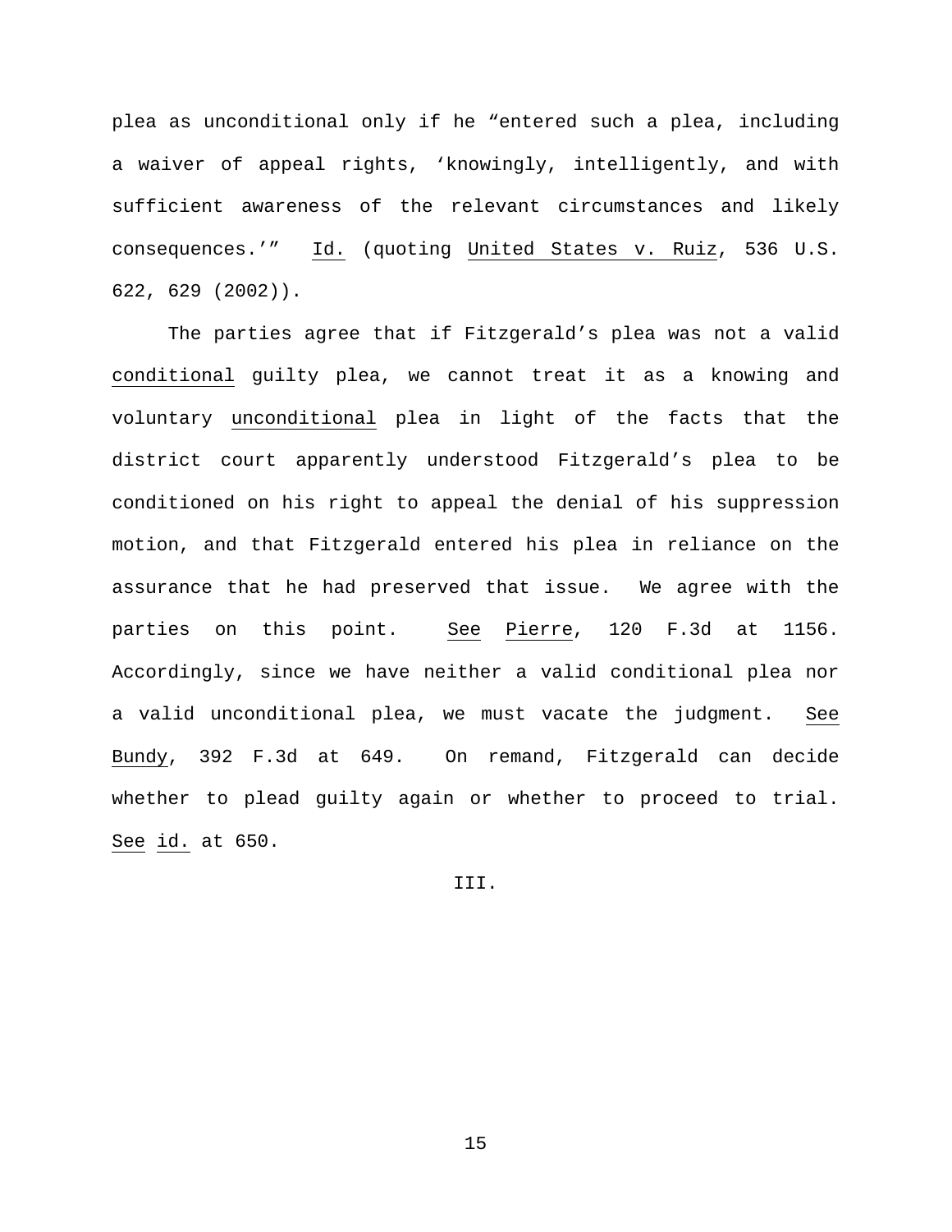plea as unconditional only if he "entered such a plea, including a waiver of appeal rights, 'knowingly, intelligently, and with sufficient awareness of the relevant circumstances and likely consequences.'" Id. (quoting United States v. Ruiz, 536 U.S. 622, 629 (2002)).

The parties agree that if Fitzgerald's plea was not a valid conditional guilty plea, we cannot treat it as a knowing and voluntary unconditional plea in light of the facts that the district court apparently understood Fitzgerald's plea to be conditioned on his right to appeal the denial of his suppression motion, and that Fitzgerald entered his plea in reliance on the assurance that he had preserved that issue. We agree with the parties on this point. See Pierre, 120 F.3d at 1156. Accordingly, since we have neither a valid conditional plea nor a valid unconditional plea, we must vacate the judgment. See Bundy, 392 F.3d at 649. On remand, Fitzgerald can decide whether to plead guilty again or whether to proceed to trial. See id. at 650.

III.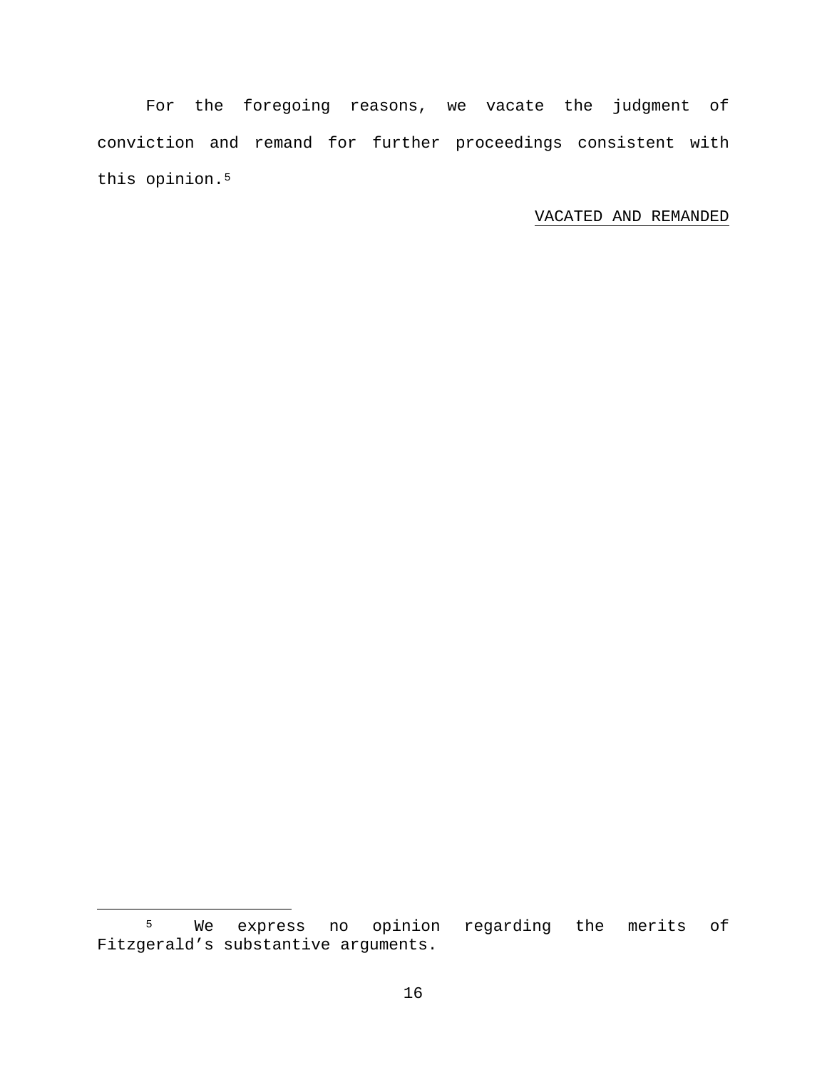For the foregoing reasons, we vacate the judgment of conviction and remand for further proceedings consistent with this opinion.[5]

VACATED AND REMANDED

---

[5] We express no opinion regarding the merits of Fitzgerald's substantive arguments.